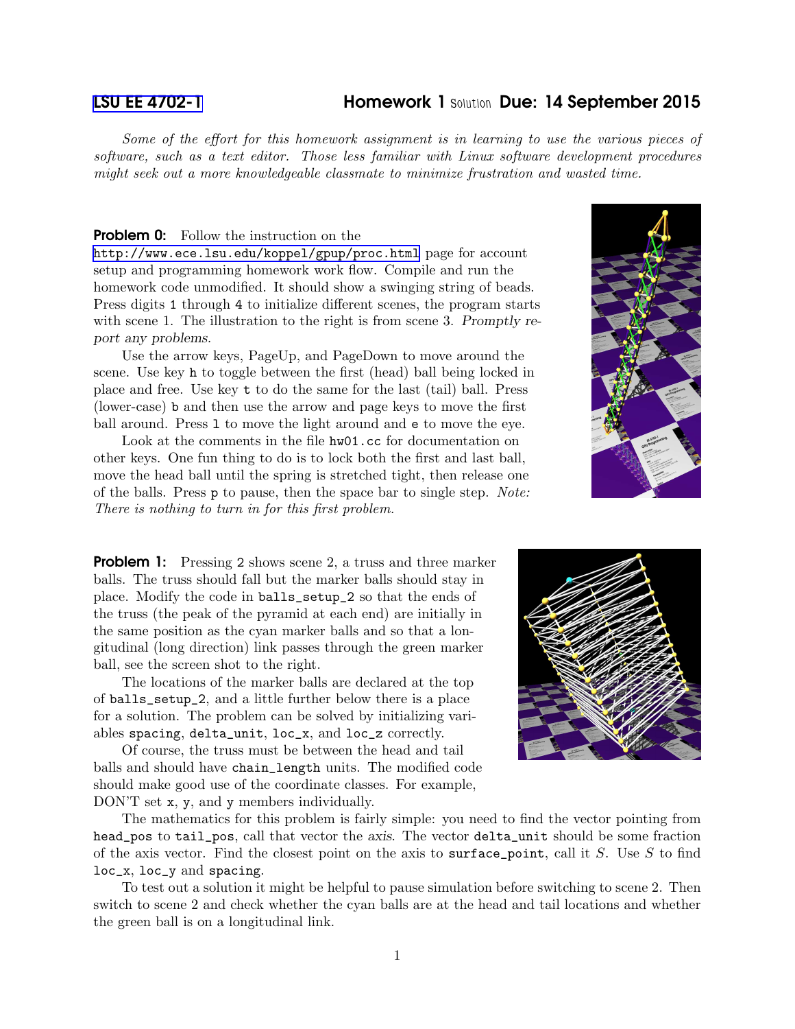LSU EE 4702-1 **Homework 1** Solution **Due: 14 September 2015**

*Some of the effort for this homework assignment is in learning to use the various pieces of software, such as a text editor. Those less familiar with Linux software development procedures might seek out a more knowledgeable classmate to minimize frustration and wasted time.*

**Problem 0:** Follow the instruction on the http://www.ece.lsu.edu/koppel/gpup/proc.html page for account setup and programming homework work flow. Compile and run the homework code unmodified. It should show a swinging string of beads. Press digits `1` through `4` to initialize different scenes, the program starts with scene 1. The illustration to the right is from scene 3. *Promptly report any problems.*

Use the arrow keys, PageUp, and PageDown to move around the scene. Use key `h` to toggle between the first (head) ball being locked in place and free. Use key `t` to do the same for the last (tail) ball. Press (lower-case) `b` and then use the arrow and page keys to move the first ball around. Press `l` to move the light around and `e` to move the eye.

Look at the comments in the file `hw01.cc` for documentation on other keys. One fun thing to do is to lock both the first and last ball, move the head ball until the spring is stretched tight, then release one of the balls. Press `p` to pause, then the space bar to single step. *Note: There is nothing to turn in for this first problem.*

**Problem 1:** Pressing `2` shows scene 2, a truss and three marker balls. The truss should fall but the marker balls should stay in place. Modify the code in `balls_setup_2` so that the ends of the truss (the peak of the pyramid at each end) are initially in the same position as the cyan marker balls and so that a longitudinal (long direction) link passes through the green marker ball, see the screen shot to the right.

The locations of the marker balls are declared at the top of `balls_setup_2`, and a little further below there is a place for a solution. The problem can be solved by initializing variables `spacing`, `delta_unit`, `loc_x`, and `loc_z` correctly.

Of course, the truss must be between the head and tail balls and should have `chain_length` units. The modified code should make good use of the coordinate classes. For example, DON'T set `x`, `y`, and `y` members individually.

The mathematics for this problem is fairly simple: you need to find the vector pointing from `head_pos` to `tail_pos`, call that vector the *axis*. The vector `delta_unit` should be some fraction of the axis vector. Find the closest point on the axis to `surface_point`, call it $S$. Use $S$ to find `loc_x`, `loc_y` and `spacing`.

To test out a solution it might be helpful to pause simulation before switching to scene 2. Then switch to scene 2 and check whether the cyan balls are at the head and tail locations and whether the green ball is on a longitudinal link.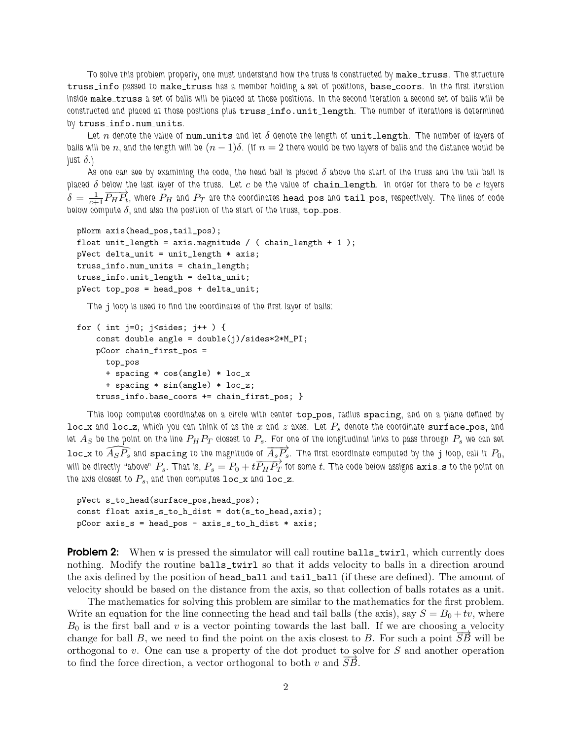To solve this problem properly, one must understand how the truss is constructed by `make_truss`. The structure `truss_info` passed to `make_truss` has a member holding a set of positions, `base_coors`. In the first iteration inside `make_truss` a set of balls will be placed at those positions. In the second iteration a second set of balls will be constructed and placed at those positions plus `truss_info.unit_length`. The number of iterations is determined by `truss_info.num_units`.

Let $n$ denote the value of `num_units` and let $\delta$ denote the length of `unit_length`. The number of layers of balls will be $n$, and the length will be $(n-1)\delta$. (If $n=2$ there would be two layers of balls and the distance would be just $\delta$.)

As one can see by examining the code, the head ball is placed $\delta$ above the start of the truss and the tail ball is placed $\delta$ below the last layer of the truss. Let $c$ be the value of `chain_length`. In order for there to be $c$ layers $\delta = \frac{1}{c+1}\overrightarrow{P_H P_t}$, where $P_H$ and $P_T$ are the coordinates `head_pos` and `tail_pos`, respectively. The lines of code below compute $\delta$, and also the position of the start of the truss, `top_pos`.

```
pNorm axis(head_pos,tail_pos);
float unit_length = axis.magnitude / ( chain_length + 1 );
pVect delta_unit = unit_length * axis;
truss_info.num_units = chain_length;
truss_info.unit_length = delta_unit;
pVect top_pos = head_pos + delta_unit;
```

The `j` loop is used to find the coordinates of the first layer of balls:

```
for ( int j=0; j<sides; j++ ) {
    const double angle = double(j)/sides*2*M_PI;
    pCoor chain_first_pos =
      top_pos
      + spacing * cos(angle) * loc_x
      + spacing * sin(angle) * loc_z;
    truss_info.base_coors += chain_first_pos; }
```

This loop computes coordinates on a circle with center `top_pos`, radius `spacing`, and on a plane defined by `loc_x` and `loc_z`, which you can think of as the $x$ and $z$ axes. Let $P_s$ denote the coordinate `surface_pos`, and let $A_S$ be the point on the line $P_H P_T$ closest to $P_s$. For one of the longitudinal links to pass through $P_s$ we can set `loc_x` to $\widehat{A_S P_s}$ and `spacing` to the magnitude of $\overrightarrow{A_s P_s}$. The first coordinate computed by the `j` loop, call it $P_0$, will be directly "above" $P_s$. That is, $P_s = P_0 + t\overrightarrow{P_H P_T}$ for some $t$. The code below assigns `axis_s` to the point on the axis closest to $P_s$, and then computes `loc_x` and `loc_z`.

```
pVect s_to_head(surface_pos,head_pos);
const float axis_s_to_h_dist = dot(s_to_head,axis);
pCoor axis_s = head_pos - axis_s_to_h_dist * axis;
```

**Problem 2:** When `w` is pressed the simulator will call routine `balls_twirl`, which currently does nothing. Modify the routine `balls_twirl` so that it adds velocity to balls in a direction around the axis defined by the position of `head_ball` and `tail_ball` (if these are defined). The amount of velocity should be based on the distance from the axis, so that collection of balls rotates as a unit.

The mathematics for solving this problem are similar to the mathematics for the first problem. Write an equation for the line connecting the head and tail balls (the axis), say $S = B_0 + tv$, where $B_0$ is the first ball and $v$ is a vector pointing towards the last ball. If we are choosing a velocity change for ball $B$, we need to find the point on the axis closest to $B$. For such a point $\overrightarrow{SB}$ will be orthogonal to $v$. One can use a property of the dot product to solve for $S$ and another operation to find the force direction, a vector orthogonal to both $v$ and $\overrightarrow{SB}$.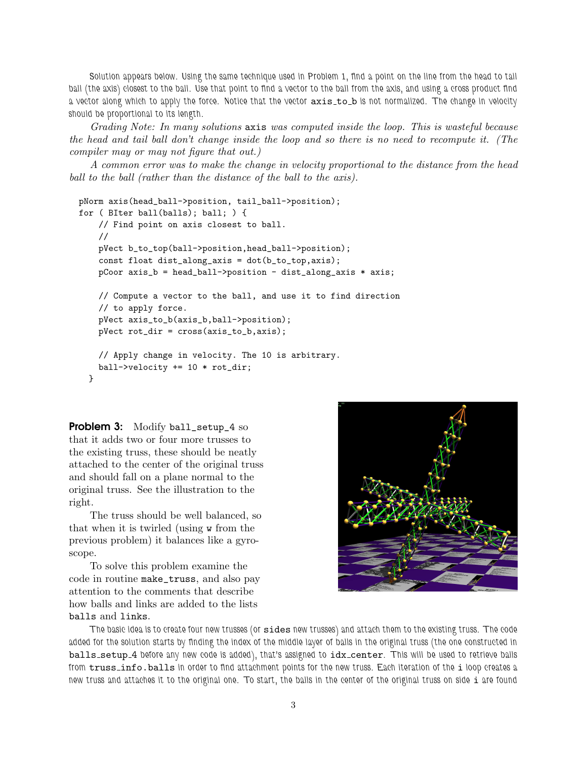Solution appears below. Using the same technique used in Problem 1, find a point on the line from the head to tail ball (the axis) closest to the ball. Use that point to find a vector to the ball from the axis, and using a cross product find a vector along which to apply the force. Notice that the vector `axis_to_b` is not normalized. The change in velocity should be proportional to its length.

*Grading Note: In many solutions* `axis` *was computed inside the loop. This is wasteful because the head and tail ball don't change inside the loop and so there is no need to recompute it. (The compiler may or may not figure that out.)*

*A common error was to make the change in velocity proportional to the distance from the head ball to the ball (rather than the distance of the ball to the axis).*

```
pNorm axis(head_ball->position, tail_ball->position);
for ( BIter ball(balls); ball; ) {
    // Find point on axis closest to ball.
    //
    pVect b_to_top(ball->position,head_ball->position);
    const float dist_along_axis = dot(b_to_top,axis);
    pCoor axis_b = head_ball->position - dist_along_axis * axis;

    // Compute a vector to the ball, and use it to find direction
    // to apply force.
    pVect axis_to_b(axis_b,ball->position);
    pVect rot_dir = cross(axis_to_b,axis);

    // Apply change in velocity. The 10 is arbitrary.
    ball->velocity += 10 * rot_dir;
  }
```

**Problem 3:** Modify `ball_setup_4` so that it adds two or four more trusses to the existing truss, these should be neatly attached to the center of the original truss and should fall on a plane normal to the original truss. See the illustration to the right.

The truss should be well balanced, so that when it is twirled (using `w` from the previous problem) it balances like a gyroscope.

To solve this problem examine the code in routine `make_truss`, and also pay attention to the comments that describe how balls and links are added to the lists `balls` and `links`.

The basic idea is to create four new trusses (or `sides` new trusses) and attach them to the existing truss. The code added for the solution starts by finding the index of the middle layer of balls in the original truss (the one constructed in `balls_setup_4` before any new code is added), that's assigned to `idx_center`. This will be used to retrieve balls from `truss_info.balls` in order to find attachment points for the new truss. Each iteration of the `i` loop creates a new truss and attaches it to the original one. To start, the balls in the center of the original truss on side `i` are found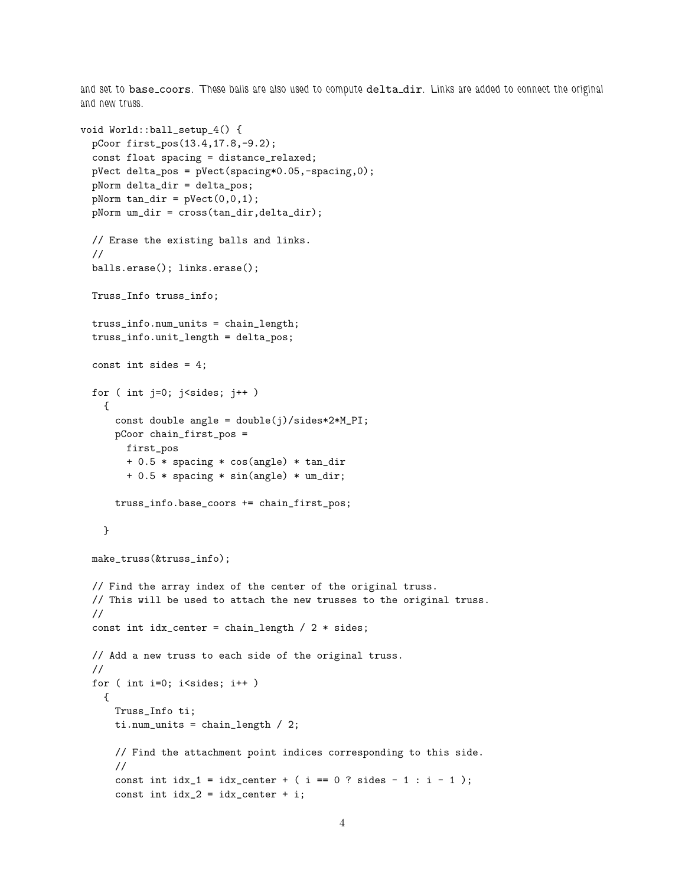and set to `base_coors`. These balls are also used to compute `delta_dir`. Links are added to connect the original and new truss.

```
void World::ball_setup_4() {
  pCoor first_pos(13.4,17.8,-9.2);
  const float spacing = distance_relaxed;
  pVect delta_pos = pVect(spacing*0.05,-spacing,0);
  pNorm delta_dir = delta_pos;
  pNorm tan_dir = pVect(0,0,1);
  pNorm um_dir = cross(tan_dir,delta_dir);

  // Erase the existing balls and links.
  //
  balls.erase(); links.erase();

  Truss_Info truss_info;

  truss_info.num_units = chain_length;
  truss_info.unit_length = delta_pos;

  const int sides = 4;

  for ( int j=0; j<sides; j++ )
    {
      const double angle = double(j)/sides*2*M_PI;
      pCoor chain_first_pos =
        first_pos
        + 0.5 * spacing * cos(angle) * tan_dir
        + 0.5 * spacing * sin(angle) * um_dir;

      truss_info.base_coors += chain_first_pos;

    }

  make_truss(&truss_info);

  // Find the array index of the center of the original truss.
  // This will be used to attach the new trusses to the original truss.
  //
  const int idx_center = chain_length / 2 * sides;

  // Add a new truss to each side of the original truss.
  //
  for ( int i=0; i<sides; i++ )
    {
      Truss_Info ti;
      ti.num_units = chain_length / 2;

      // Find the attachment point indices corresponding to this side.
      //
      const int idx_1 = idx_center + ( i == 0 ? sides - 1 : i - 1 );
      const int idx_2 = idx_center + i;
```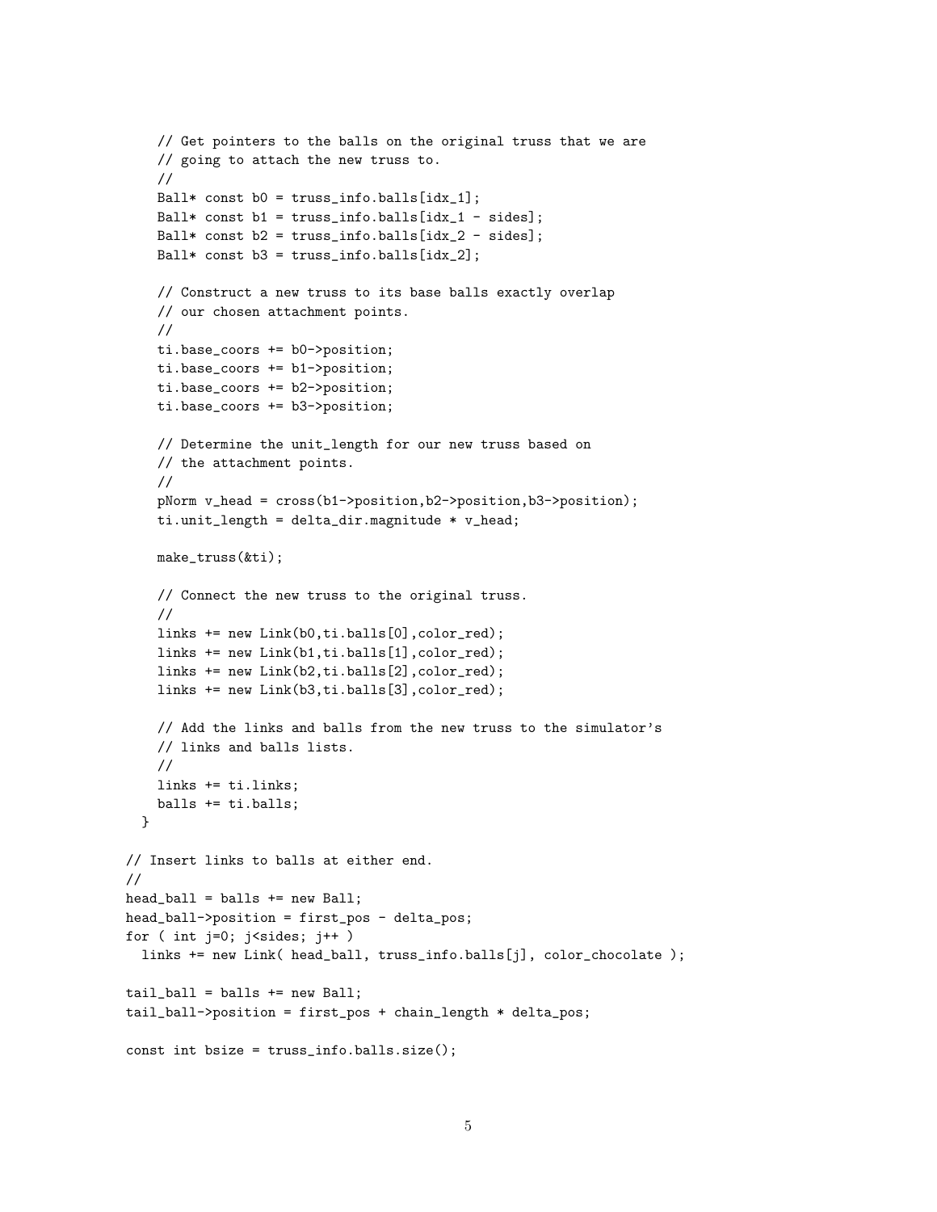```
    // Get pointers to the balls on the original truss that we are
    // going to attach the new truss to.
    //
    Ball* const b0 = truss_info.balls[idx_1];
    Ball* const b1 = truss_info.balls[idx_1 - sides];
    Ball* const b2 = truss_info.balls[idx_2 - sides];
    Ball* const b3 = truss_info.balls[idx_2];

    // Construct a new truss to its base balls exactly overlap
    // our chosen attachment points.
    //
    ti.base_coors += b0->position;
    ti.base_coors += b1->position;
    ti.base_coors += b2->position;
    ti.base_coors += b3->position;

    // Determine the unit_length for our new truss based on
    // the attachment points.
    //
    pNorm v_head = cross(b1->position,b2->position,b3->position);
    ti.unit_length = delta_dir.magnitude * v_head;

    make_truss(&ti);

    // Connect the new truss to the original truss.
    //
    links += new Link(b0,ti.balls[0],color_red);
    links += new Link(b1,ti.balls[1],color_red);
    links += new Link(b2,ti.balls[2],color_red);
    links += new Link(b3,ti.balls[3],color_red);

    // Add the links and balls from the new truss to the simulator's
    // links and balls lists.
    //
    links += ti.links;
    balls += ti.balls;
  }

// Insert links to balls at either end.
//
head_ball = balls += new Ball;
head_ball->position = first_pos - delta_pos;
for ( int j=0; j<sides; j++ )
  links += new Link( head_ball, truss_info.balls[j], color_chocolate );

tail_ball = balls += new Ball;
tail_ball->position = first_pos + chain_length * delta_pos;

const int bsize = truss_info.balls.size();
```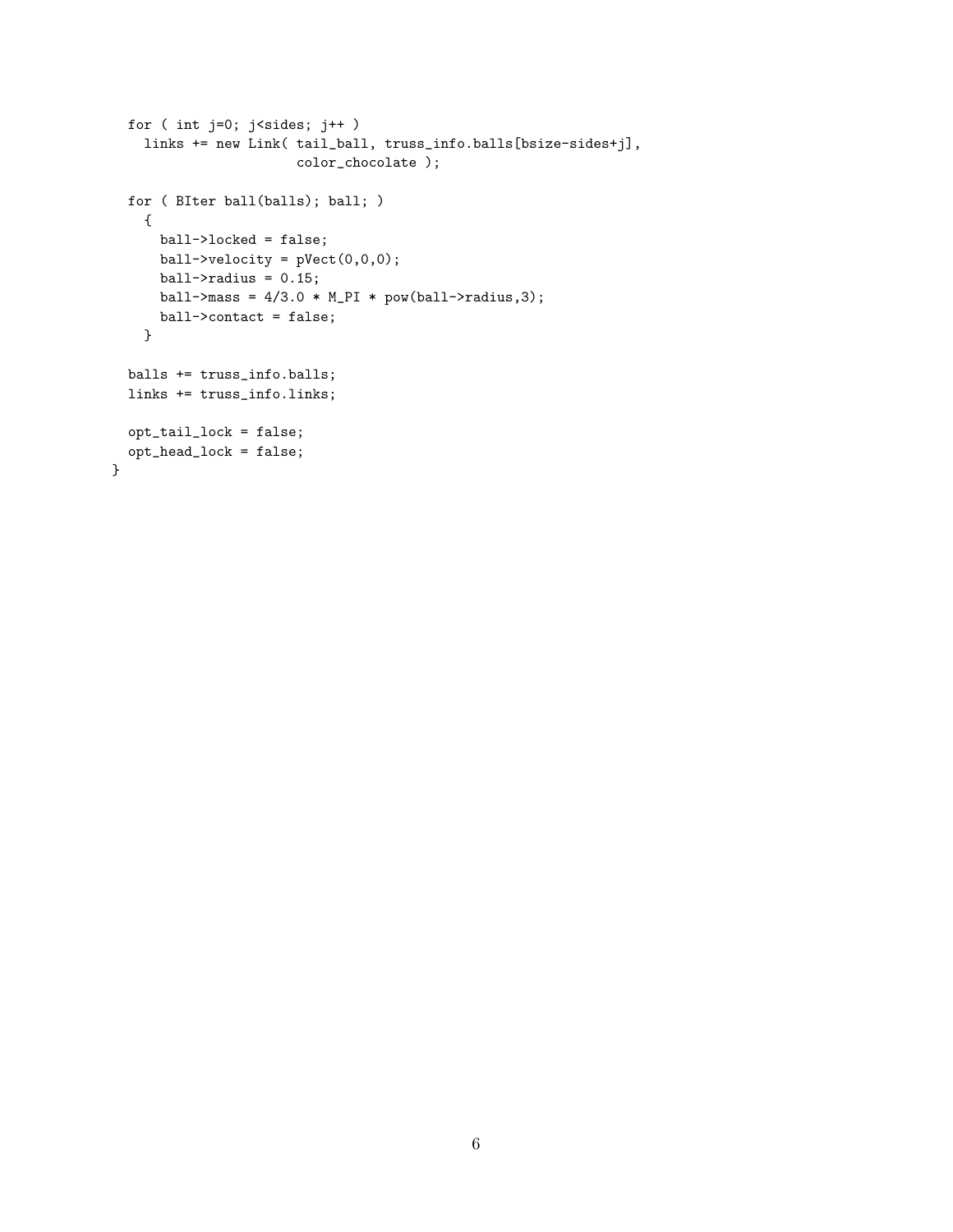```
  for ( int j=0; j<sides; j++ )
    links += new Link( tail_ball, truss_info.balls[bsize-sides+j],
                       color_chocolate );

  for ( BIter ball(balls); ball; )
    {
      ball->locked = false;
      ball->velocity = pVect(0,0,0);
      ball->radius = 0.15;
      ball->mass = 4/3.0 * M_PI * pow(ball->radius,3);
      ball->contact = false;
    }

  balls += truss_info.balls;
  links += truss_info.links;

  opt_tail_lock = false;
  opt_head_lock = false;
}
```